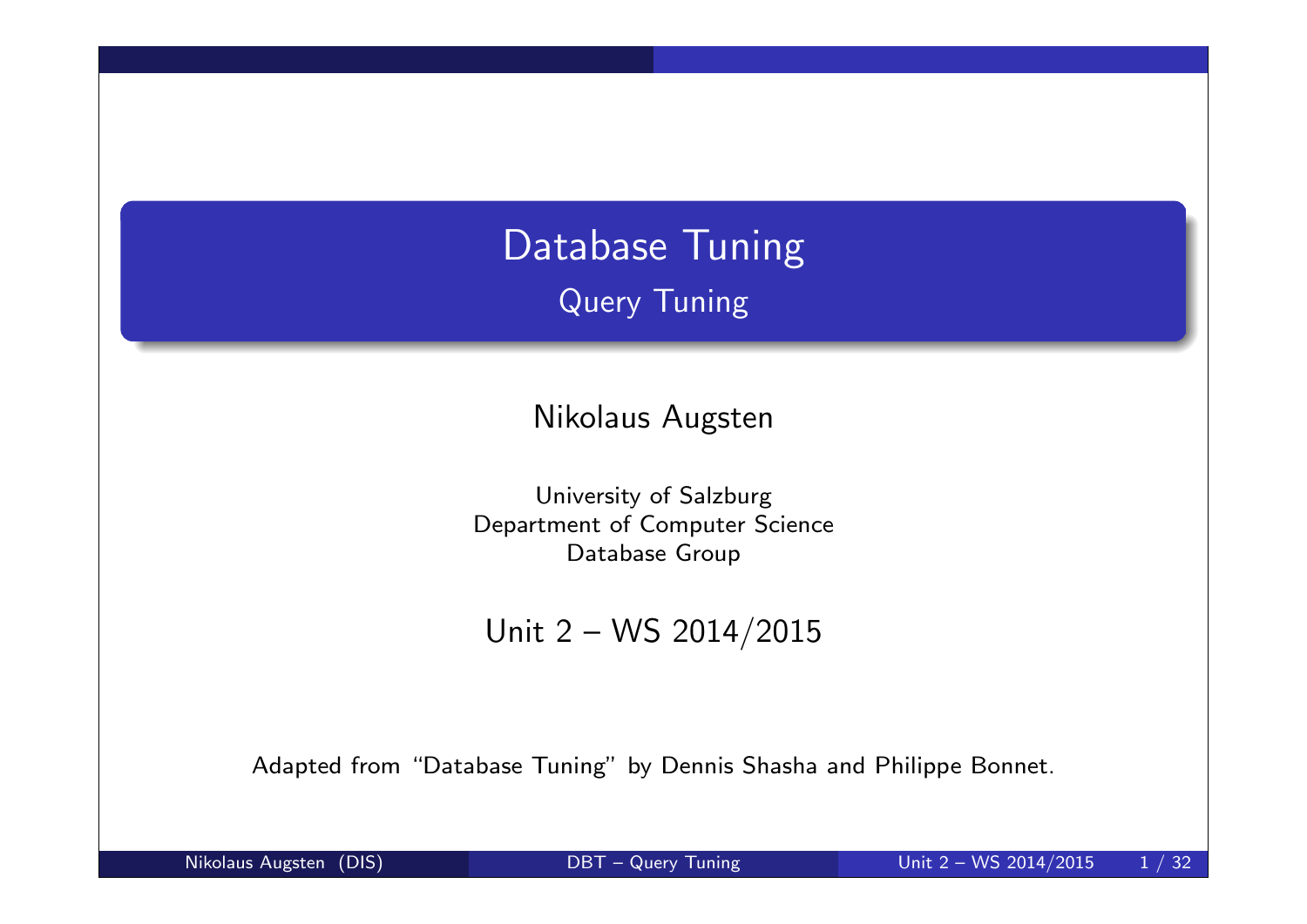# Database Tuning

## Query Tuning

Nikolaus Augsten

University of Salzburg
Department of Computer Science
Database Group

Unit 2 – WS 2014/2015

Adapted from "Database Tuning" by Dennis Shasha and Philippe Bonnet.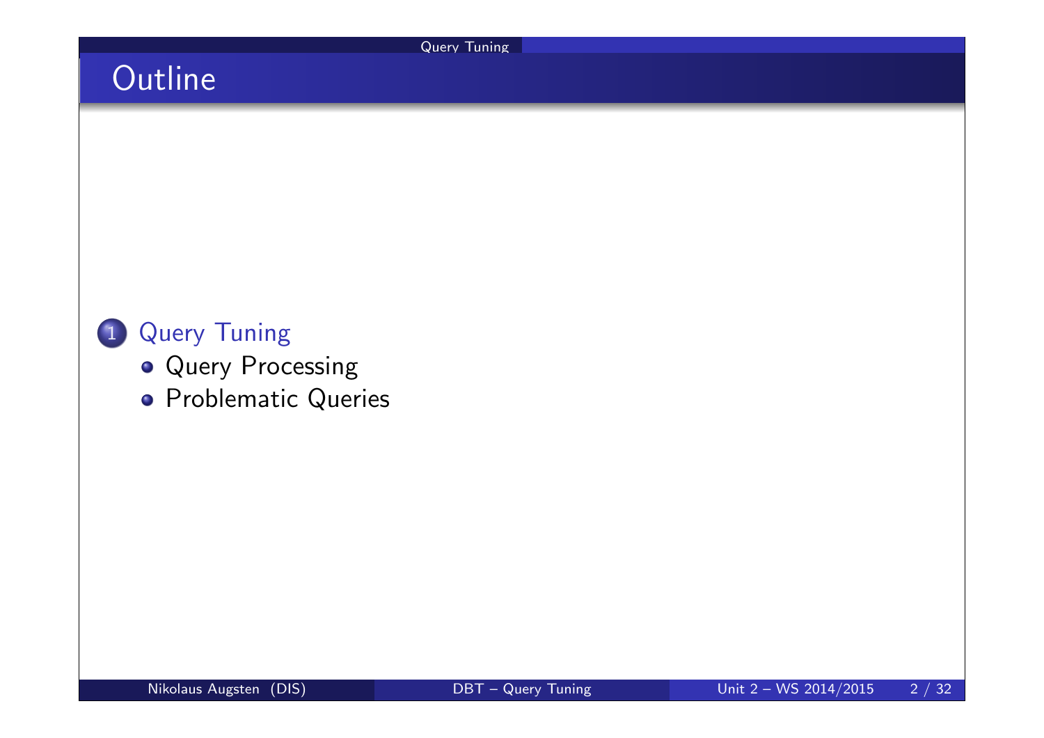# Outline

1. Query Tuning
   - Query Processing
   - Problematic Queries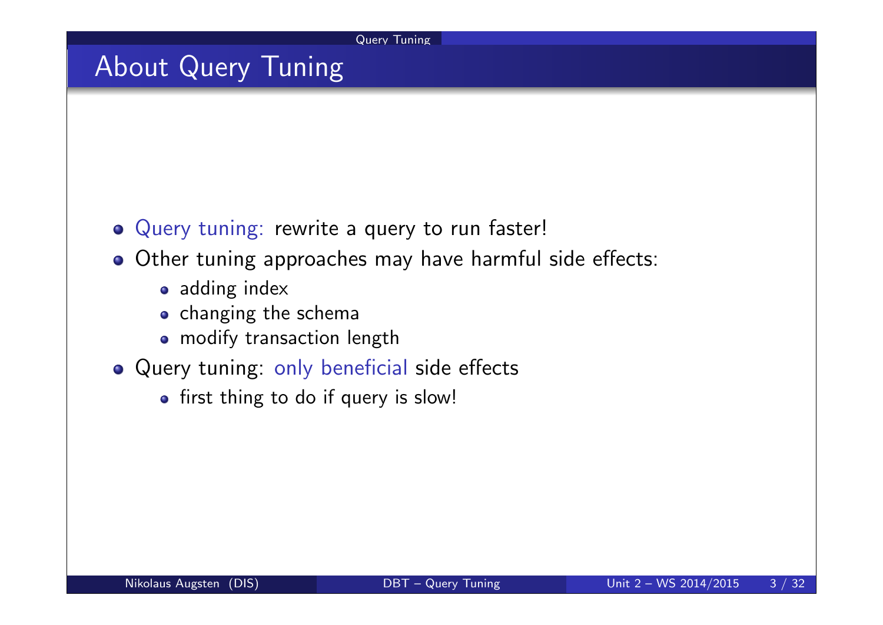# About Query Tuning

- Query tuning: rewrite a query to run faster!
- Other tuning approaches may have harmful side effects:
  - adding index
  - changing the schema
  - modify transaction length
- Query tuning: only beneficial side effects
  - first thing to do if query is slow!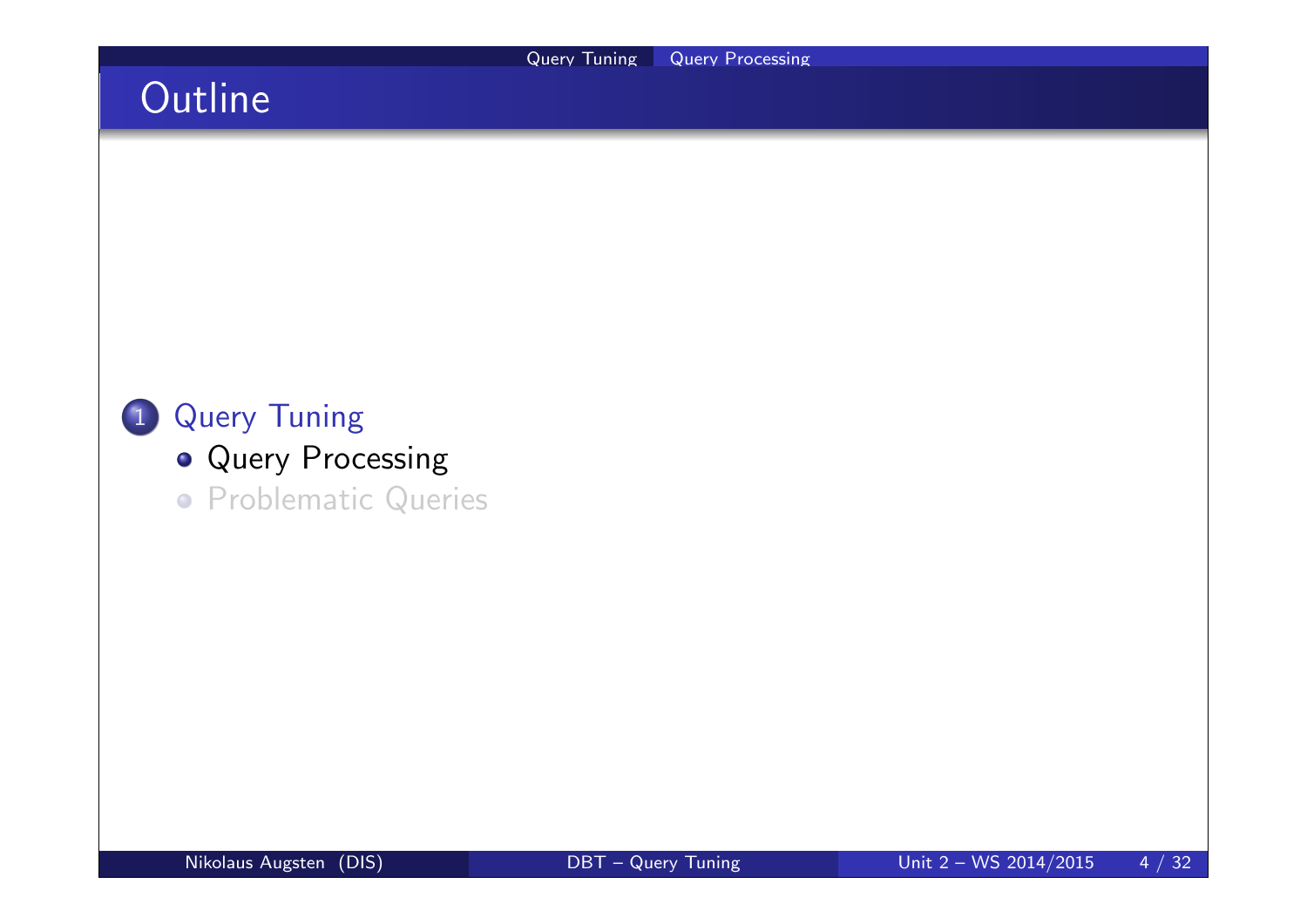# Outline

1. Query Tuning
   - Query Processing
   - Problematic Queries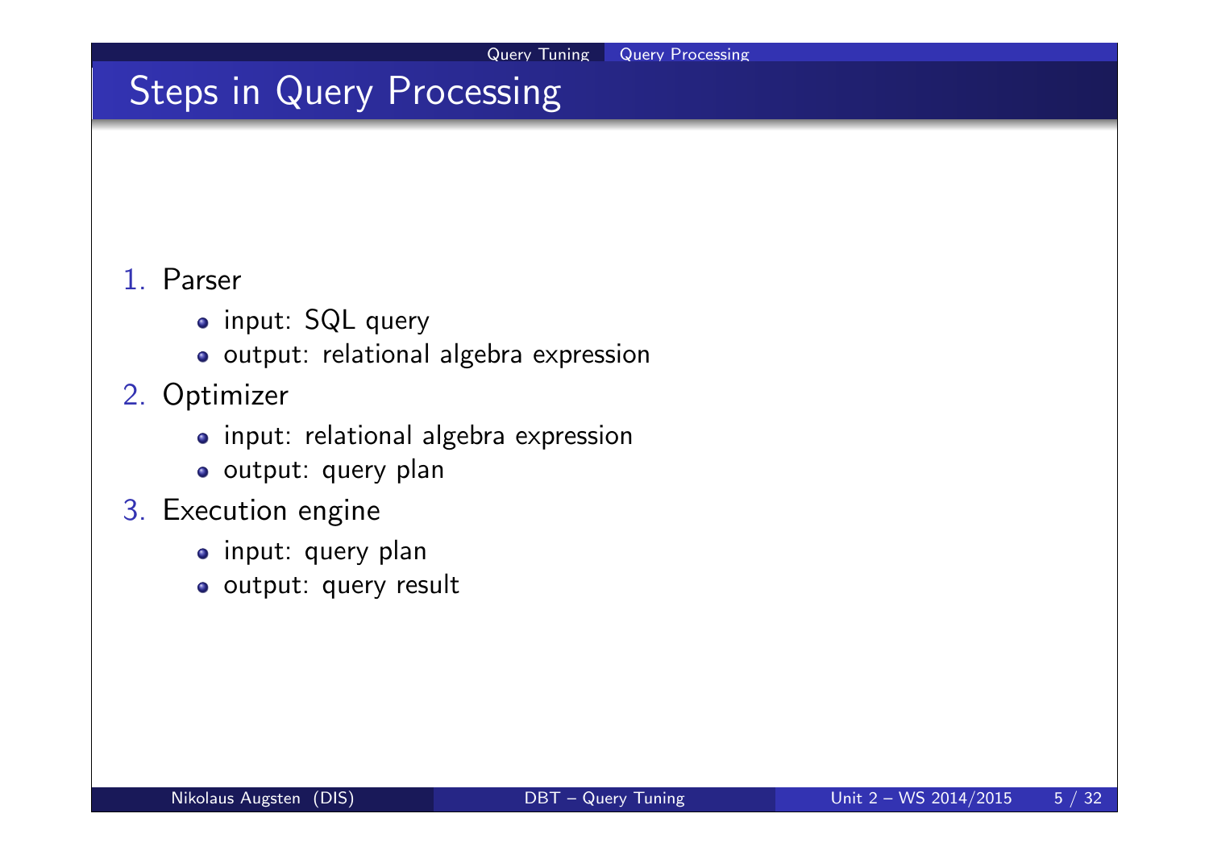## Steps in Query Processing

1. Parser
   - input: SQL query
   - output: relational algebra expression
2. Optimizer
   - input: relational algebra expression
   - output: query plan
3. Execution engine
   - input: query plan
   - output: query result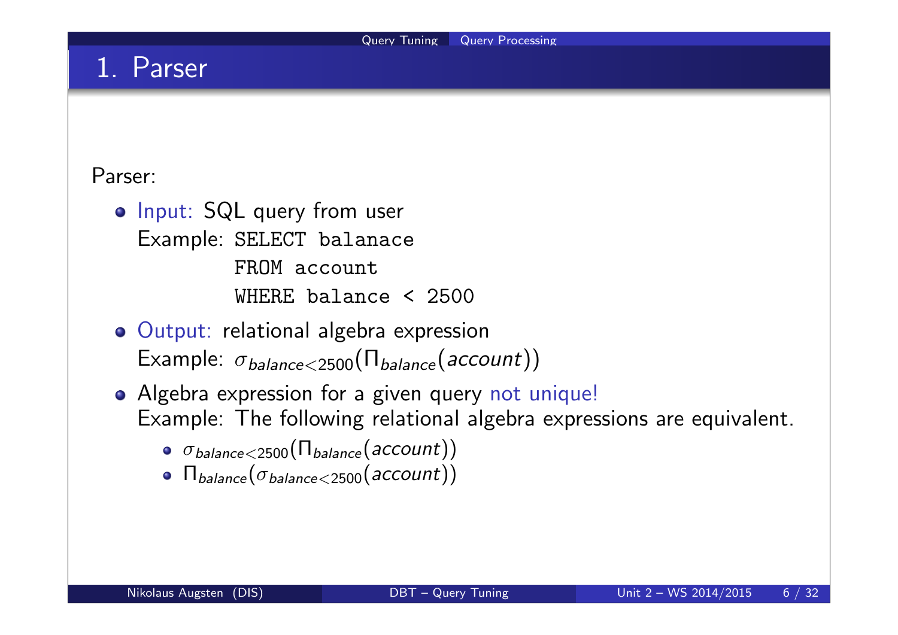# 1. Parser

Parser:

- Input: SQL query from user

  Example:
  ```
  SELECT balanace
  FROM account
  WHERE balance < 2500
  ```

- Output: relational algebra expression

  Example: $\sigma_{balance<2500}(\Pi_{balance}(account))$

- Algebra expression for a given query not unique!

  Example: The following relational algebra expressions are equivalent.

  - $\sigma_{balance<2500}(\Pi_{balance}(account))$
  - $\Pi_{balance}(\sigma_{balance<2500}(account))$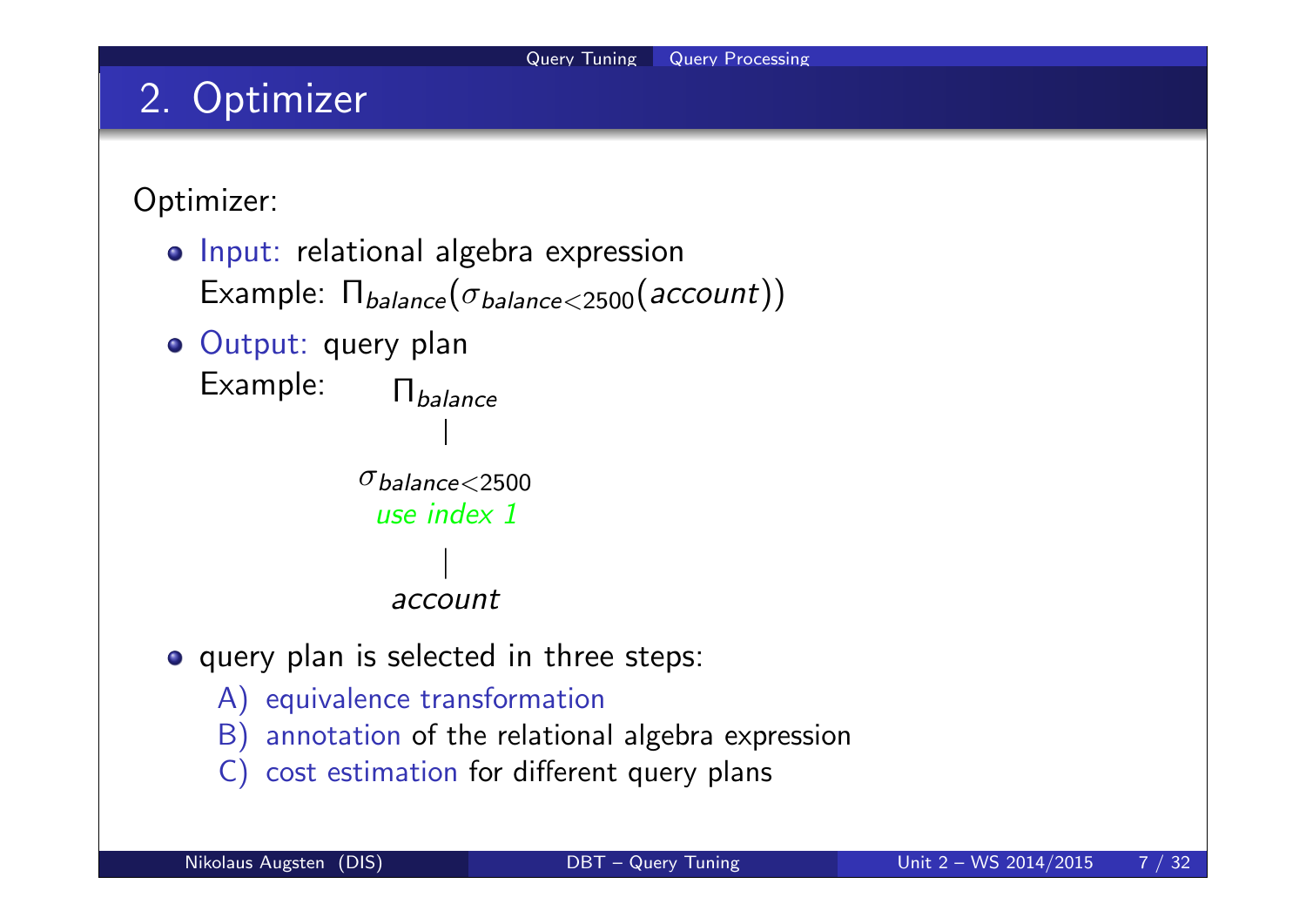## 2. Optimizer

Optimizer:

- Input: relational algebra expression
  Example: $\Pi_{balance}(\sigma_{balance<2500}(account))$
- Output: query plan
  Example:

$$\Pi_{balance}$$
$$|$$
$$\sigma_{balance<2500}$$
*use index 1*
$$|$$
$$account$$

- query plan is selected in three steps:
  - A) equivalence transformation
  - B) annotation of the relational algebra expression
  - C) cost estimation for different query plans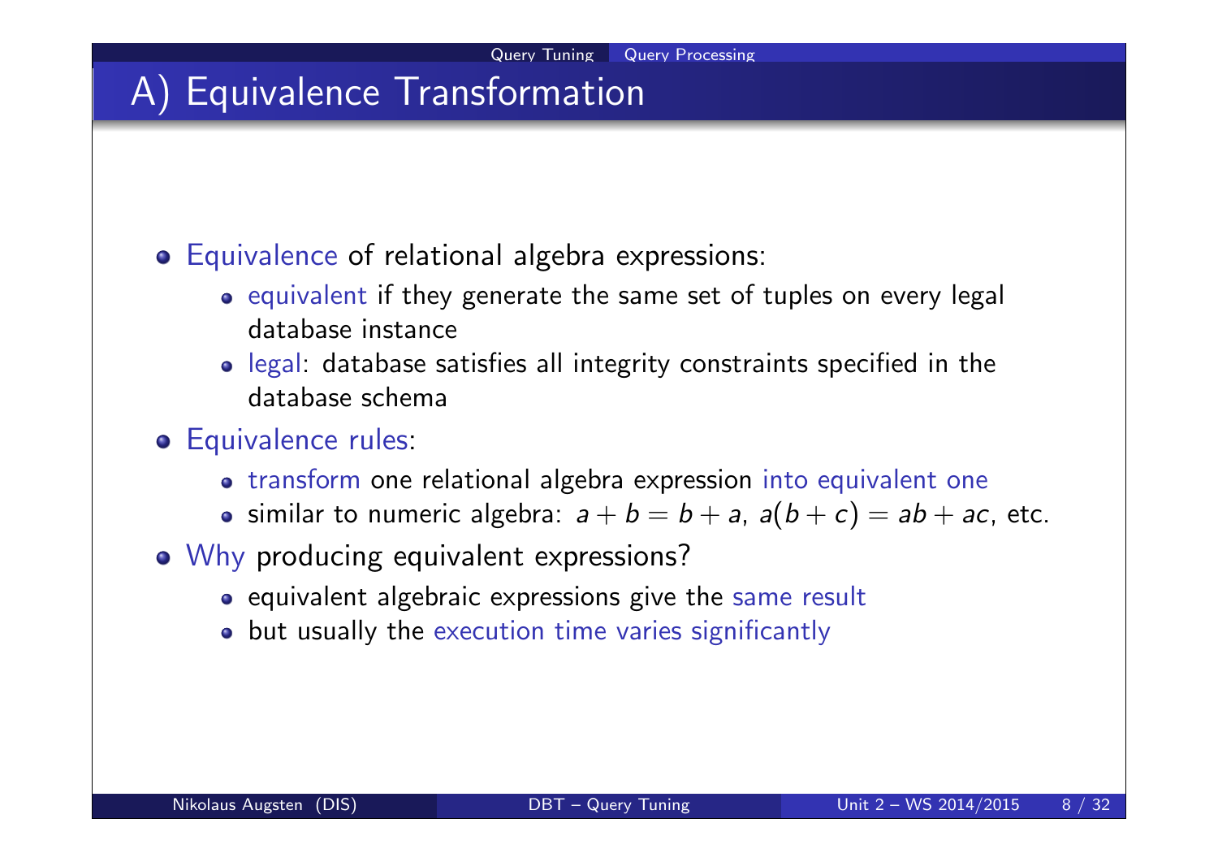# A) Equivalence Transformation

- Equivalence of relational algebra expressions:
  - equivalent if they generate the same set of tuples on every legal database instance
  - legal: database satisfies all integrity constraints specified in the database schema
- Equivalence rules:
  - transform one relational algebra expression into equivalent one
  - similar to numeric algebra: $a + b = b + a$, $a(b + c) = ab + ac$, etc.
- Why producing equivalent expressions?
  - equivalent algebraic expressions give the same result
  - but usually the execution time varies significantly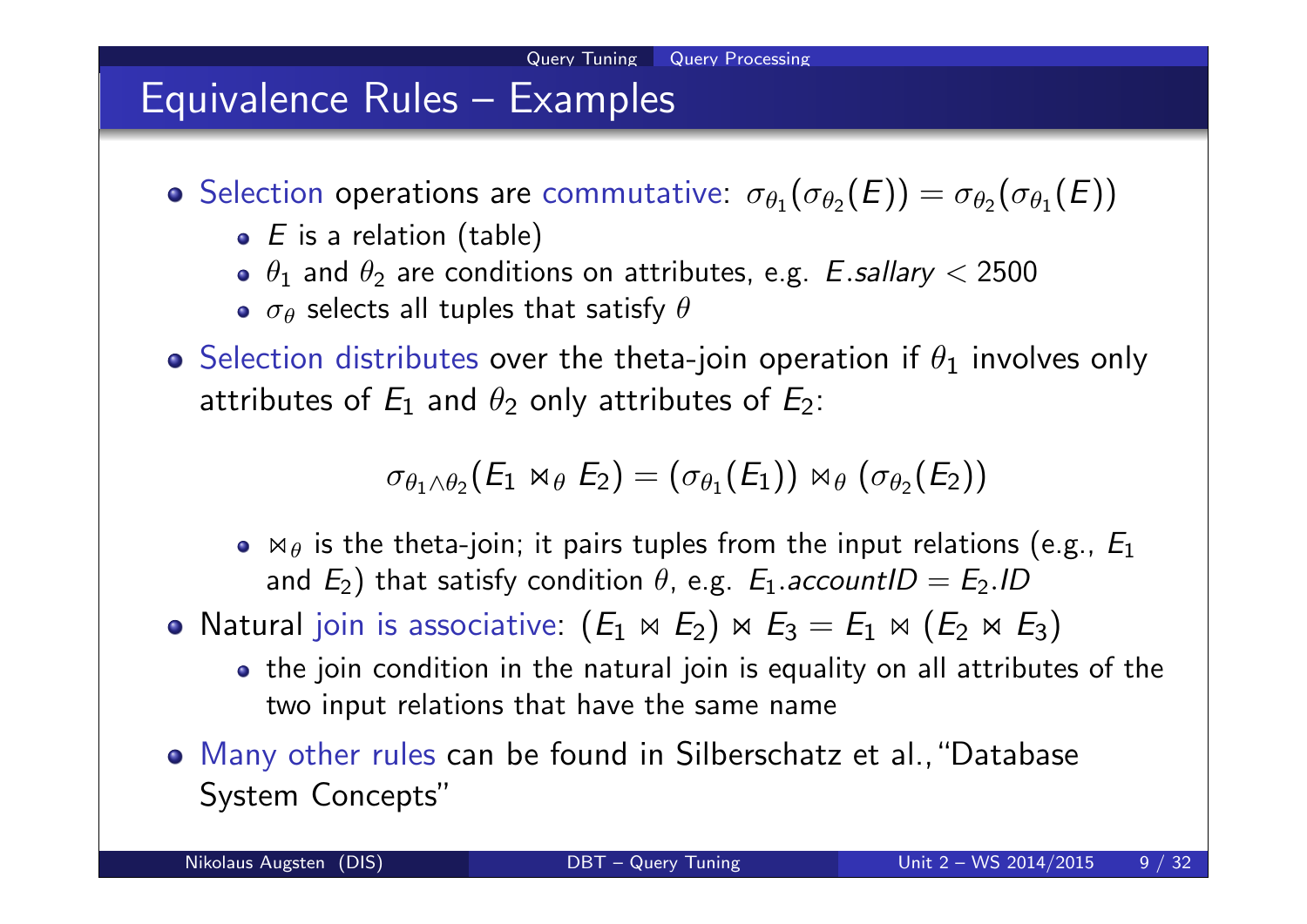# Equivalence Rules – Examples

- Selection operations are commutative: $\sigma_{\theta_1}(\sigma_{\theta_2}(E)) = \sigma_{\theta_2}(\sigma_{\theta_1}(E))$
  - $E$ is a relation (table)
  - $\theta_1$ and $\theta_2$ are conditions on attributes, e.g. $E.sallary < 2500$
  - $\sigma_\theta$ selects all tuples that satisfy $\theta$
- Selection distributes over the theta-join operation if $\theta_1$ involves only attributes of $E_1$ and $\theta_2$ only attributes of $E_2$:

$$\sigma_{\theta_1 \wedge \theta_2}(E_1 \bowtie_\theta E_2) = (\sigma_{\theta_1}(E_1)) \bowtie_\theta (\sigma_{\theta_2}(E_2))$$

  - $\bowtie_\theta$ is the theta-join; it pairs tuples from the input relations (e.g., $E_1$ and $E_2$) that satisfy condition $\theta$, e.g. $E_1.accountID = E_2.ID$
- Natural join is associative: $(E_1 \bowtie E_2) \bowtie E_3 = E_1 \bowtie (E_2 \bowtie E_3)$
  - the join condition in the natural join is equality on all attributes of the two input relations that have the same name
- Many other rules can be found in Silberschatz et al.,"Database System Concepts"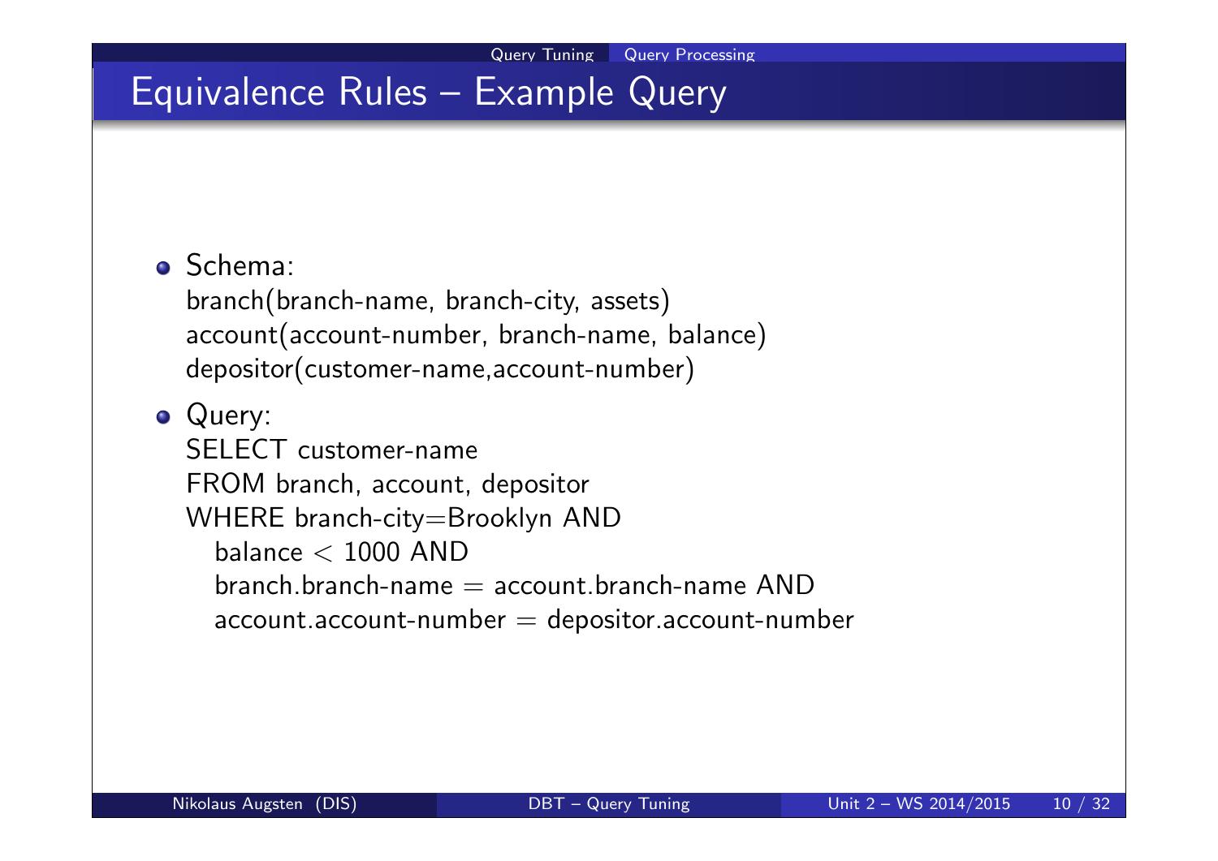# Equivalence Rules – Example Query

- Schema:
  branch(branch-name, branch-city, assets)
  account(account-number, branch-name, balance)
  depositor(customer-name,account-number)
- Query:
  SELECT customer-name
  FROM branch, account, depositor
  WHERE branch-city=Brooklyn AND
  balance < 1000 AND
  branch.branch-name = account.branch-name AND
  account.account-number = depositor.account-number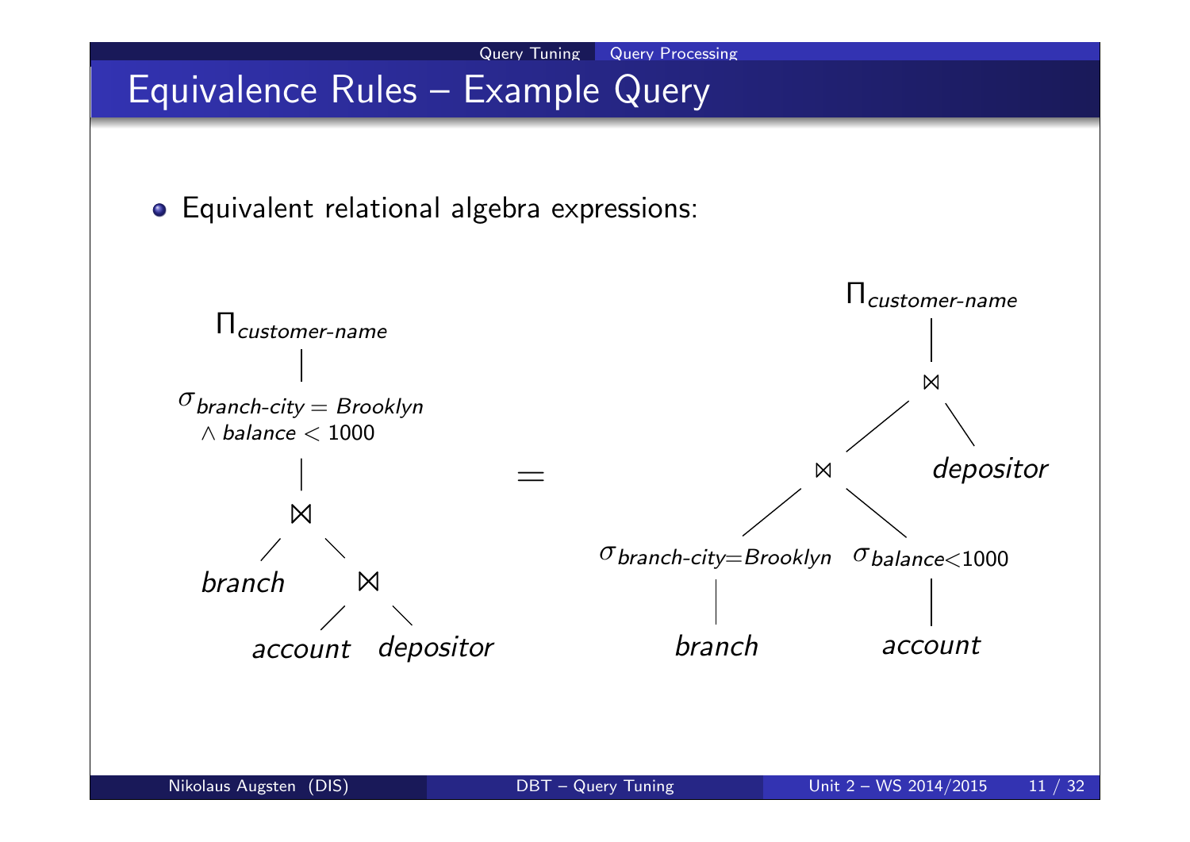# Equivalence Rules – Example Query

- Equivalent relational algebra expressions:

$$\Pi_{customer\text{-}name}\left(\sigma_{branch\text{-}city = Brooklyn \wedge balance < 1000}\left(branch \bowtie (account \bowtie depositor)\right)\right)$$

$$=$$

$$\Pi_{customer\text{-}name}\left(\left(\sigma_{branch\text{-}city = Brooklyn}(branch) \bowtie \sigma_{balance < 1000}(account)\right) \bowtie depositor\right)$$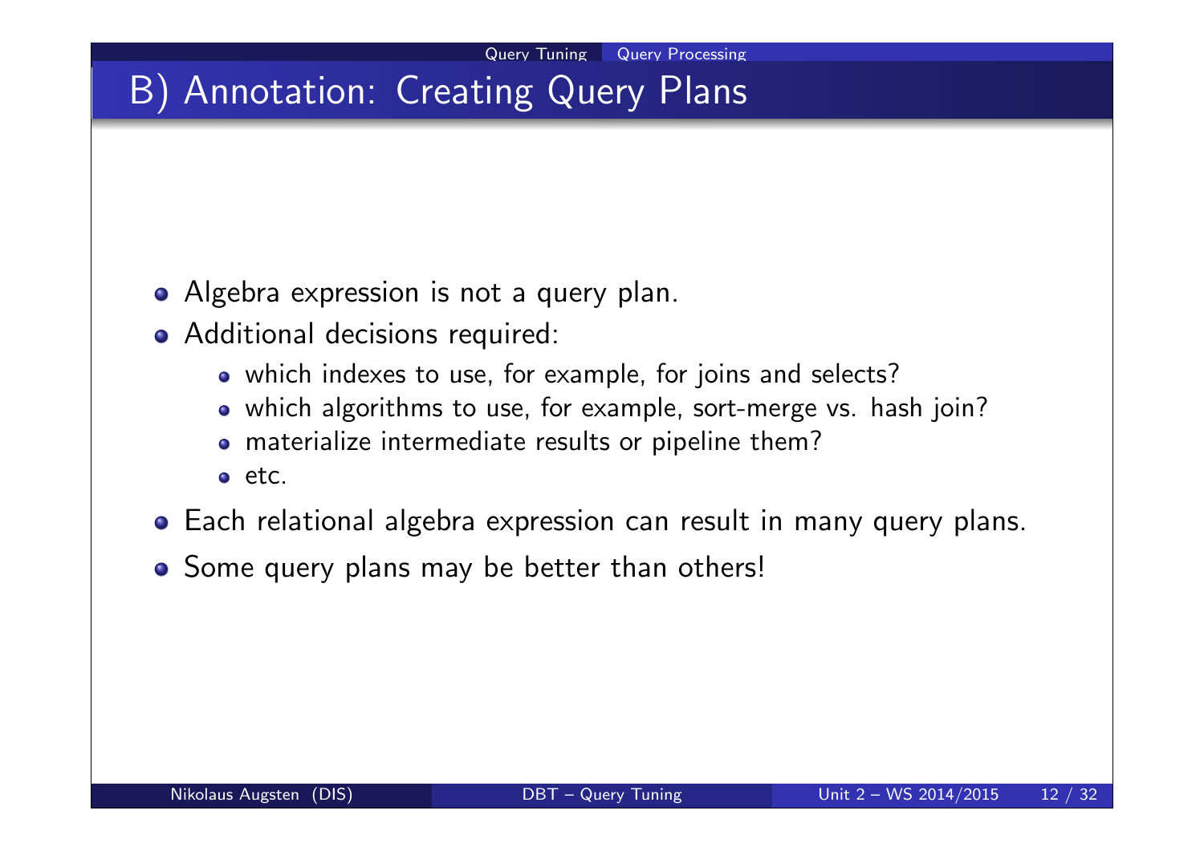# B) Annotation: Creating Query Plans

- Algebra expression is not a query plan.
- Additional decisions required:
  - which indexes to use, for example, for joins and selects?
  - which algorithms to use, for example, sort-merge vs. hash join?
  - materialize intermediate results or pipeline them?
  - etc.
- Each relational algebra expression can result in many query plans.
- Some query plans may be better than others!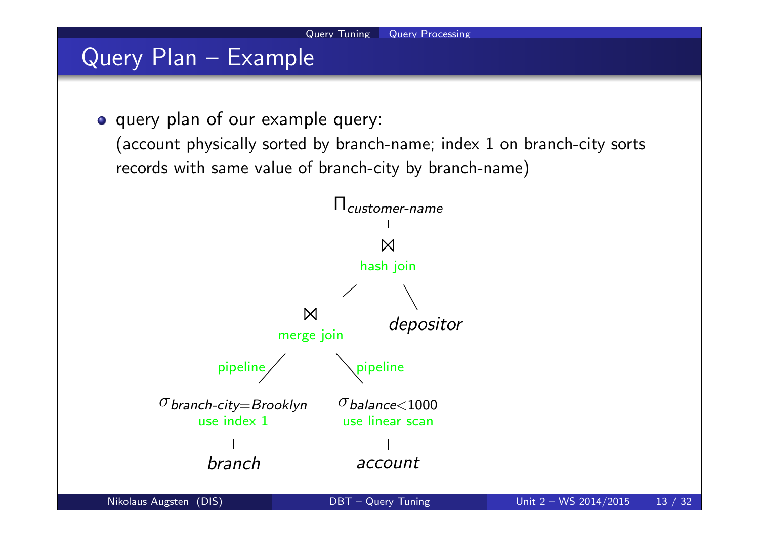# Query Plan – Example

- query plan of our example query:
  (account physically sorted by branch-name; index 1 on branch-city sorts records with same value of branch-city by branch-name)

$\Pi_{customer\text{-}name}$

$\bowtie$ hash join

- $\bowtie$ merge join
  - pipeline: $\sigma_{branch\text{-}city=Brooklyn}$ use index 1
    - *branch*
  - pipeline: $\sigma_{balance<1000}$ use linear scan
    - *account*
- *depositor*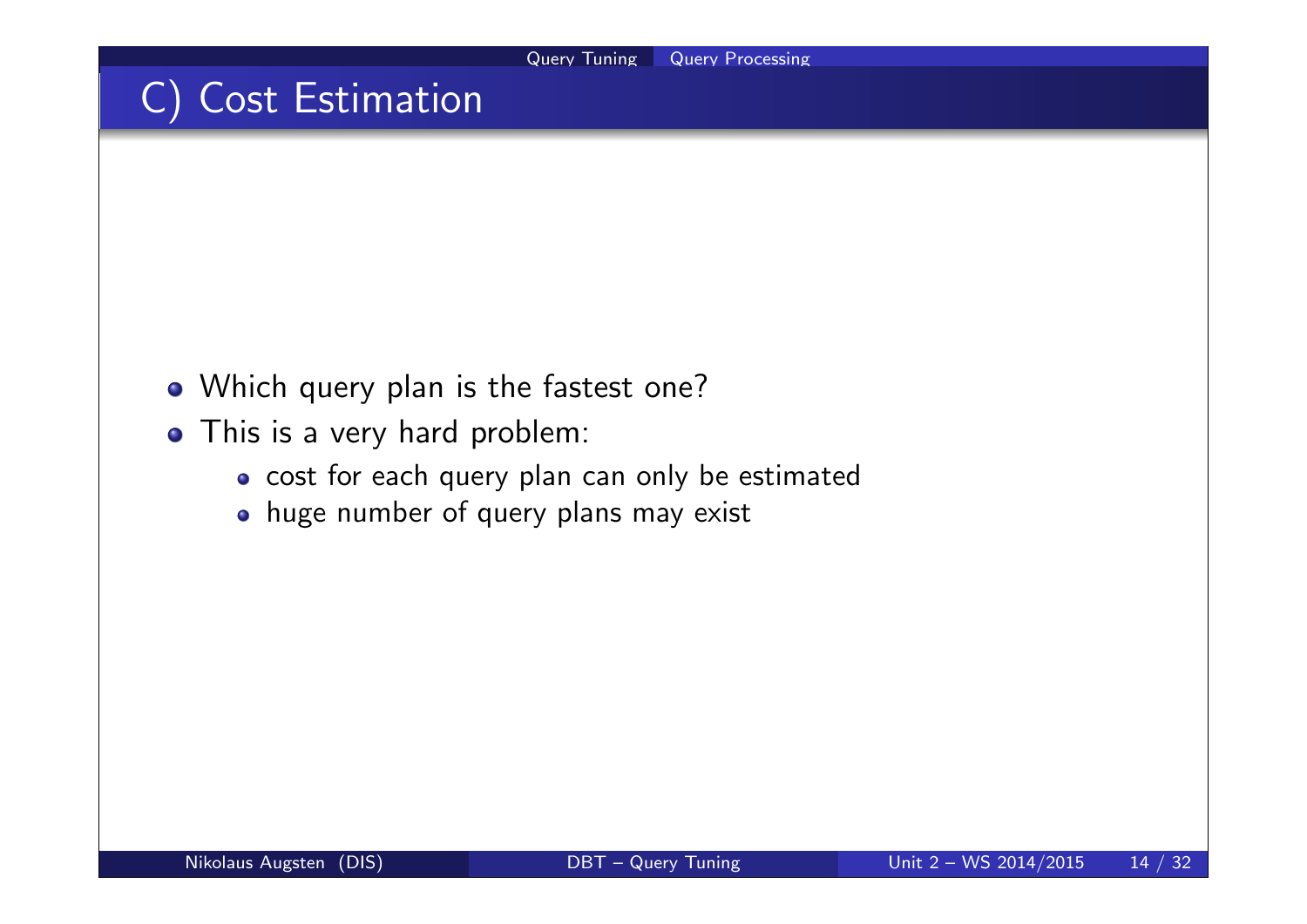# C) Cost Estimation

- Which query plan is the fastest one?
- This is a very hard problem:
  - cost for each query plan can only be estimated
  - huge number of query plans may exist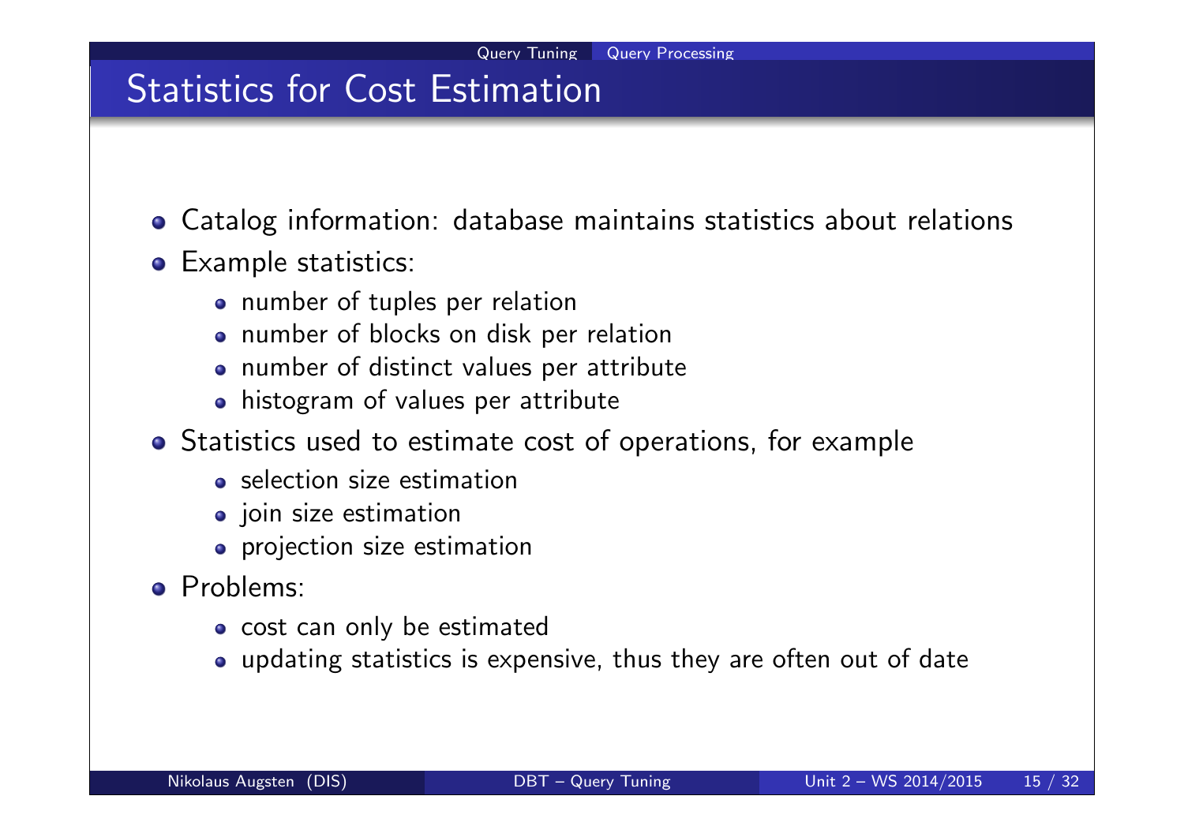# Statistics for Cost Estimation

- Catalog information: database maintains statistics about relations
- Example statistics:
  - number of tuples per relation
  - number of blocks on disk per relation
  - number of distinct values per attribute
  - histogram of values per attribute
- Statistics used to estimate cost of operations, for example
  - selection size estimation
  - join size estimation
  - projection size estimation
- Problems:
  - cost can only be estimated
  - updating statistics is expensive, thus they are often out of date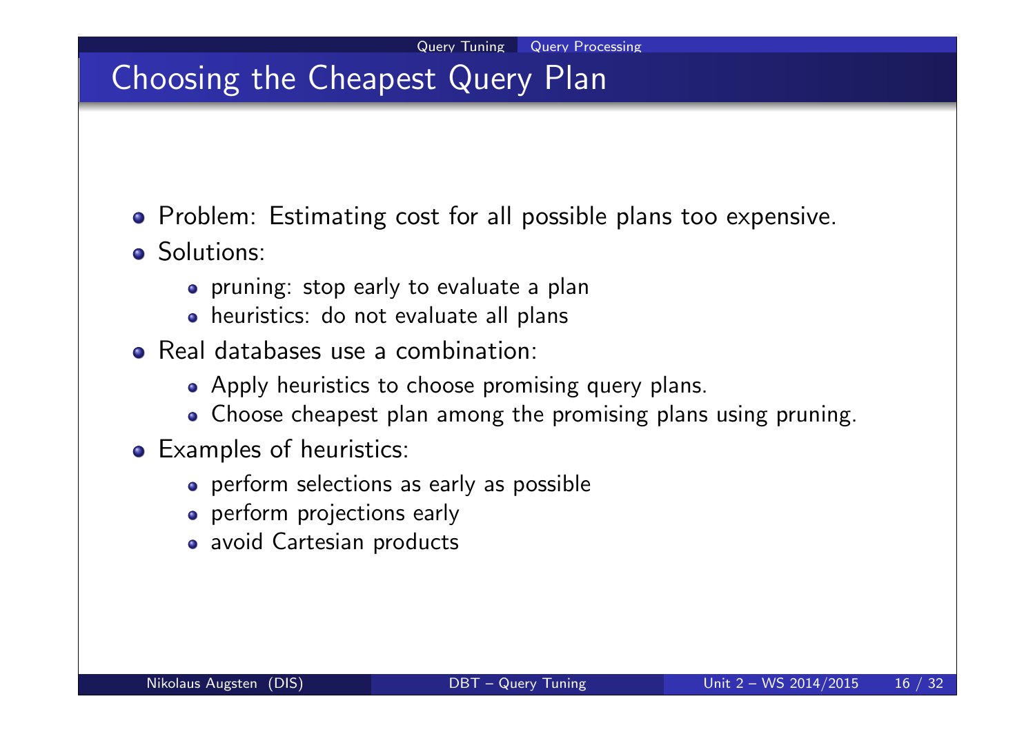# Choosing the Cheapest Query Plan

- Problem: Estimating cost for all possible plans too expensive.
- Solutions:
  - pruning: stop early to evaluate a plan
  - heuristics: do not evaluate all plans
- Real databases use a combination:
  - Apply heuristics to choose promising query plans.
  - Choose cheapest plan among the promising plans using pruning.
- Examples of heuristics:
  - perform selections as early as possible
  - perform projections early
  - avoid Cartesian products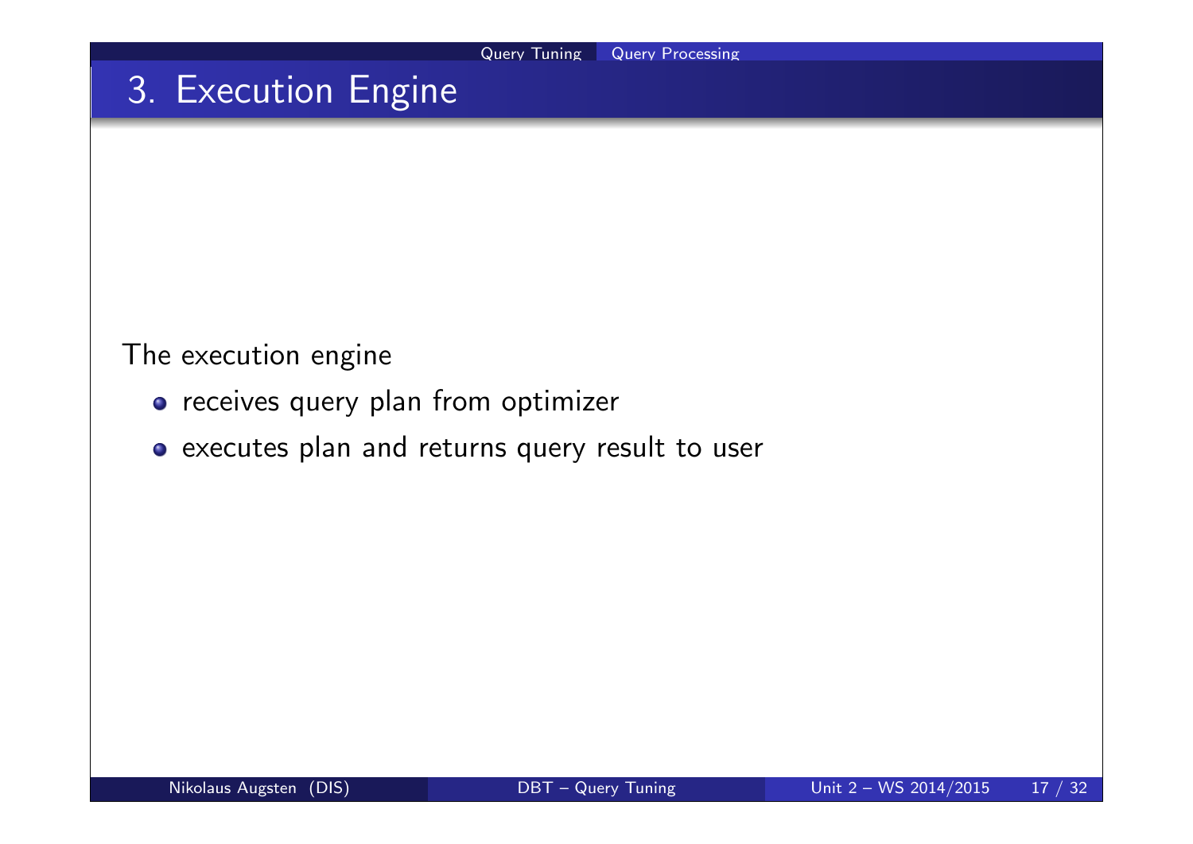# 3. Execution Engine

The execution engine

- receives query plan from optimizer
- executes plan and returns query result to user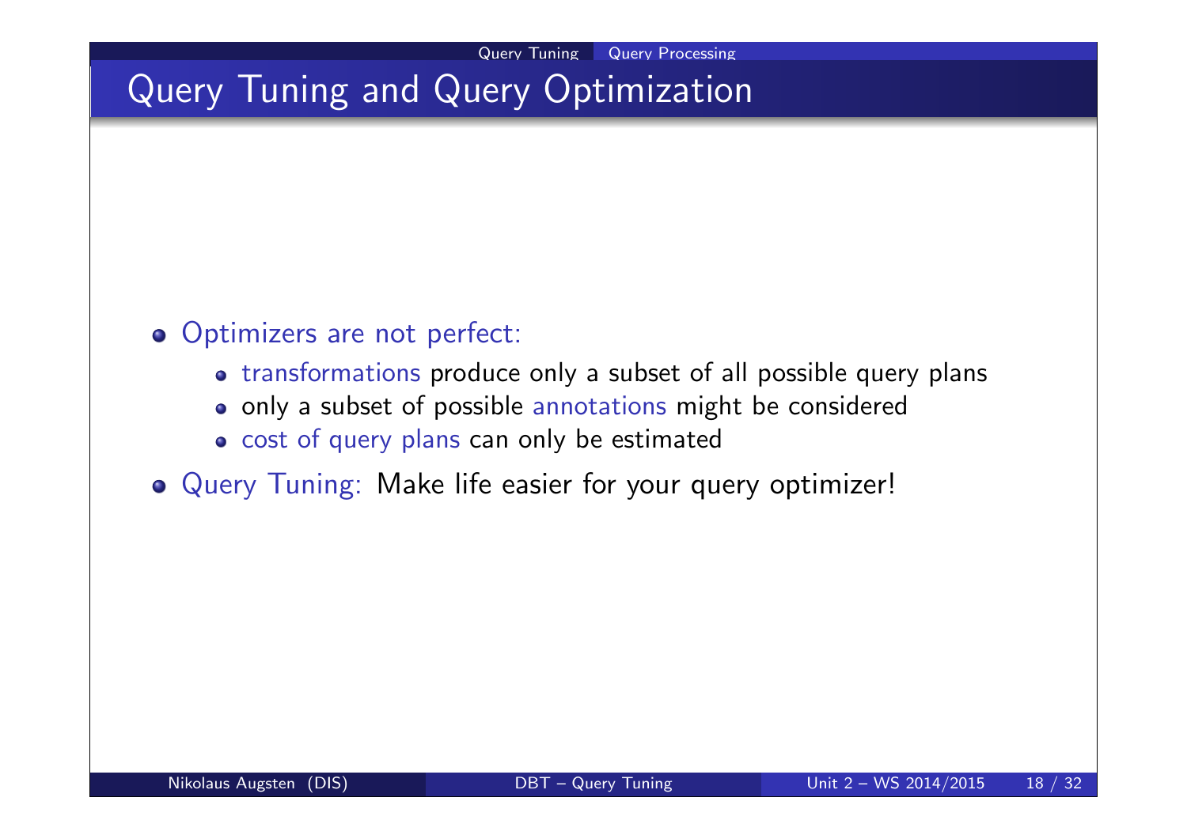# Query Tuning and Query Optimization

- Optimizers are not perfect:
  - transformations produce only a subset of all possible query plans
  - only a subset of possible annotations might be considered
  - cost of query plans can only be estimated
- Query Tuning: Make life easier for your query optimizer!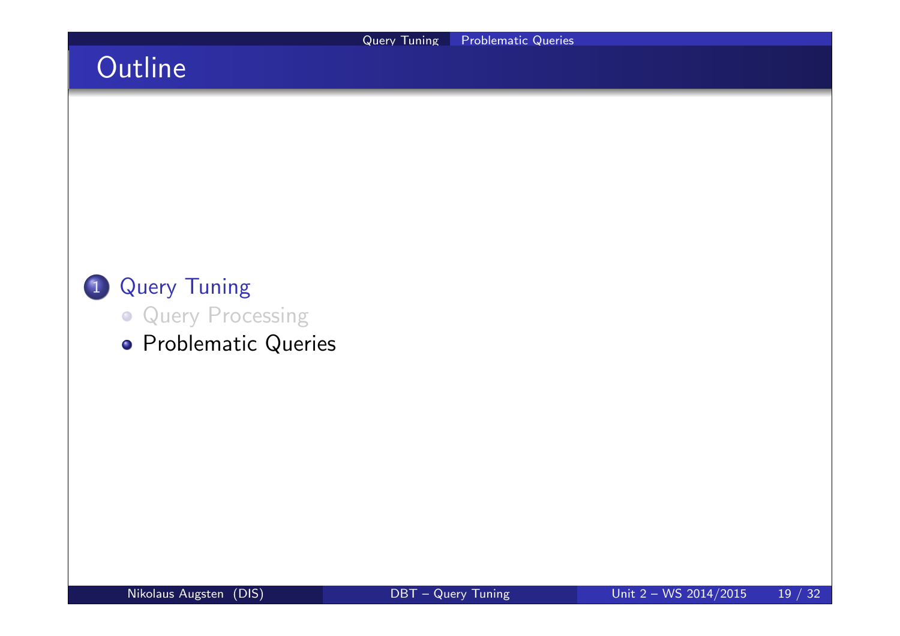# Outline

1. Query Tuning
   - Query Processing
   - Problematic Queries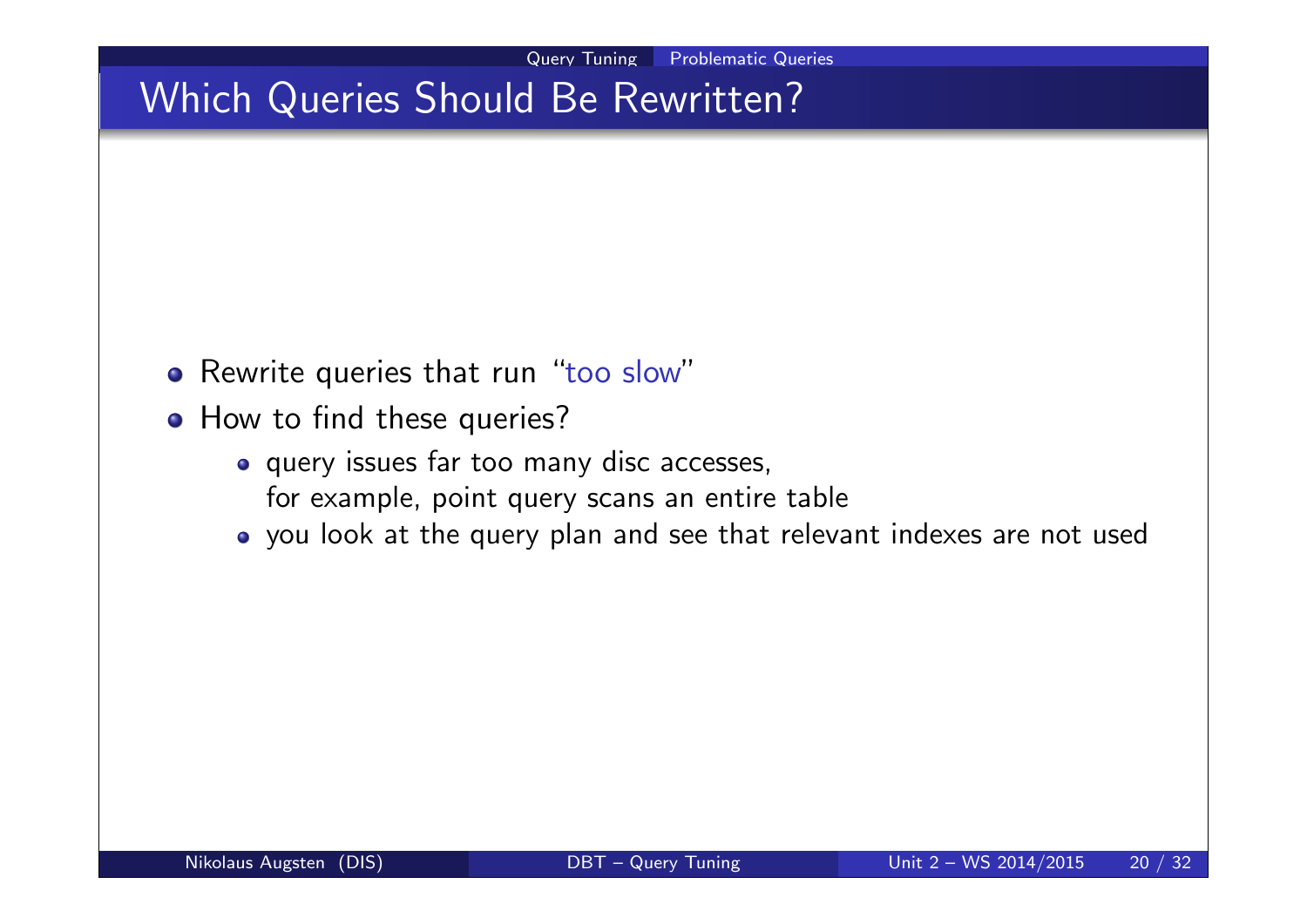# Which Queries Should Be Rewritten?

- Rewrite queries that run "too slow"
- How to find these queries?
  - query issues far too many disc accesses,
    for example, point query scans an entire table
  - you look at the query plan and see that relevant indexes are not used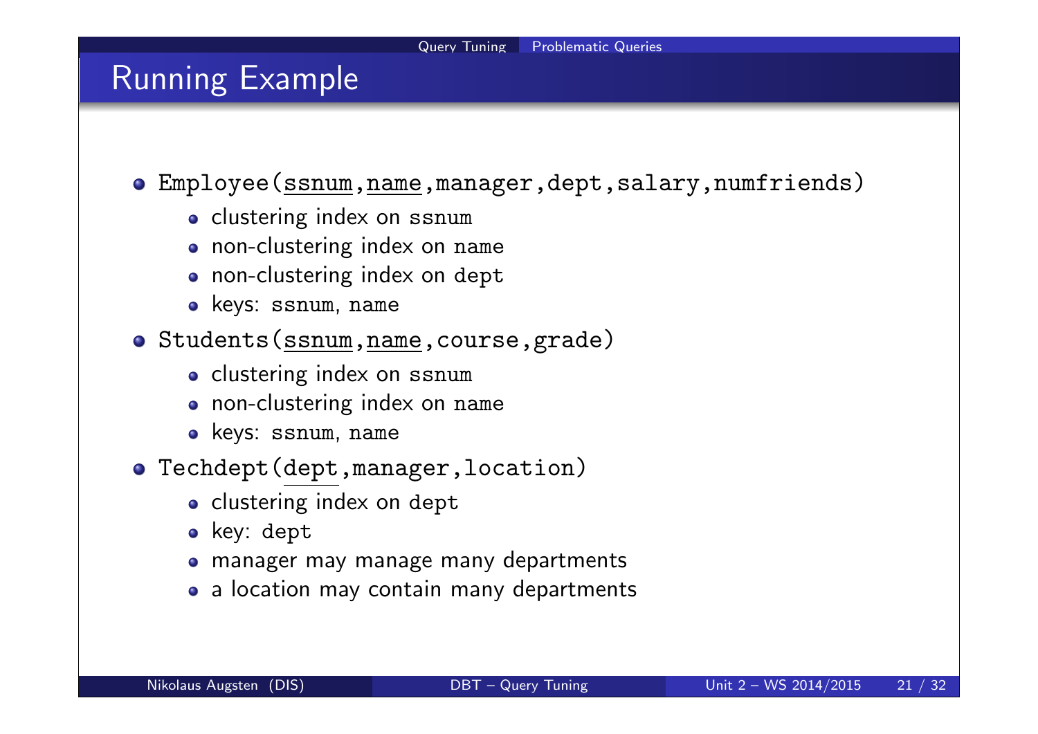# Running Example

- `Employee(ssnum,name,manager,dept,salary,numfriends)`
  - clustering index on `ssnum`
  - non-clustering index on `name`
  - non-clustering index on `dept`
  - keys: `ssnum`, `name`
- `Students(ssnum,name,course,grade)`
  - clustering index on `ssnum`
  - non-clustering index on `name`
  - keys: `ssnum`, `name`
- `Techdept(dept,manager,location)`
  - clustering index on `dept`
  - key: `dept`
  - manager may manage many departments
  - a location may contain many departments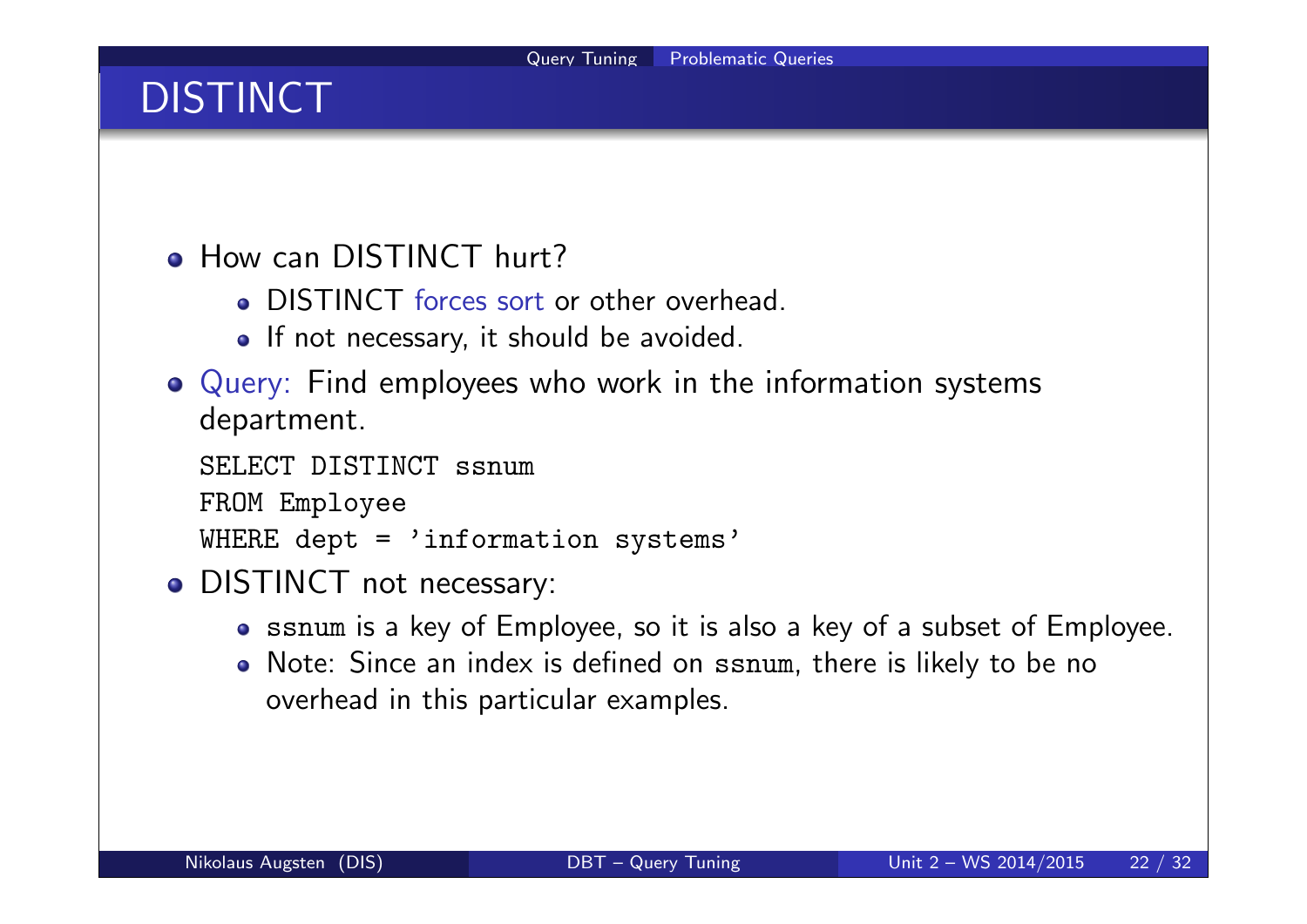# DISTINCT

- How can DISTINCT hurt?
  - DISTINCT forces sort or other overhead.
  - If not necessary, it should be avoided.
- Query: Find employees who work in the information systems department.

```
SELECT DISTINCT ssnum
FROM Employee
WHERE dept = 'information systems'
```

- DISTINCT not necessary:
  - `ssnum` is a key of Employee, so it is also a key of a subset of Employee.
  - Note: Since an index is defined on `ssnum`, there is likely to be no overhead in this particular examples.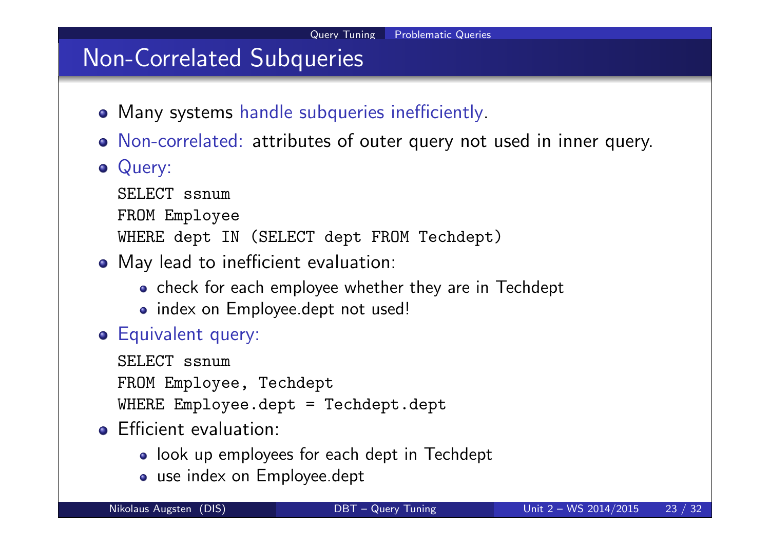# Non-Correlated Subqueries

- Many systems handle subqueries inefficiently.
- Non-correlated: attributes of outer query not used in inner query.
- Query:

```
SELECT ssnum
FROM Employee
WHERE dept IN (SELECT dept FROM Techdept)
```

- May lead to inefficient evaluation:
  - check for each employee whether they are in Techdept
  - index on Employee.dept not used!
- Equivalent query:

```
SELECT ssnum
FROM Employee, Techdept
WHERE Employee.dept = Techdept.dept
```

- Efficient evaluation:
  - look up employees for each dept in Techdept
  - use index on Employee.dept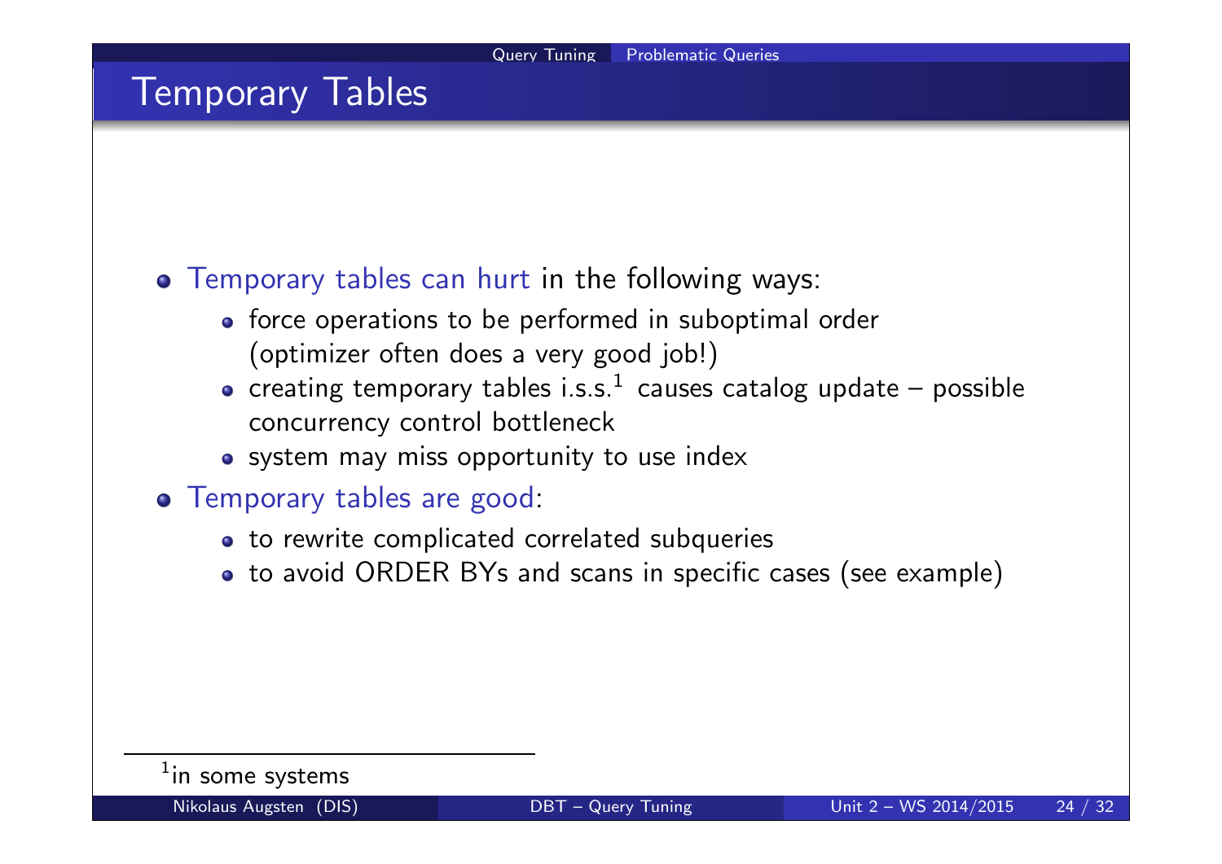# Temporary Tables

- Temporary tables can hurt in the following ways:
  - force operations to be performed in suboptimal order (optimizer often does a very good job!)
  - creating temporary tables i.s.s.[1] causes catalog update – possible concurrency control bottleneck
  - system may miss opportunity to use index
- Temporary tables are good:
  - to rewrite complicated correlated subqueries
  - to avoid ORDER BYs and scans in specific cases (see example)

[1] in some systems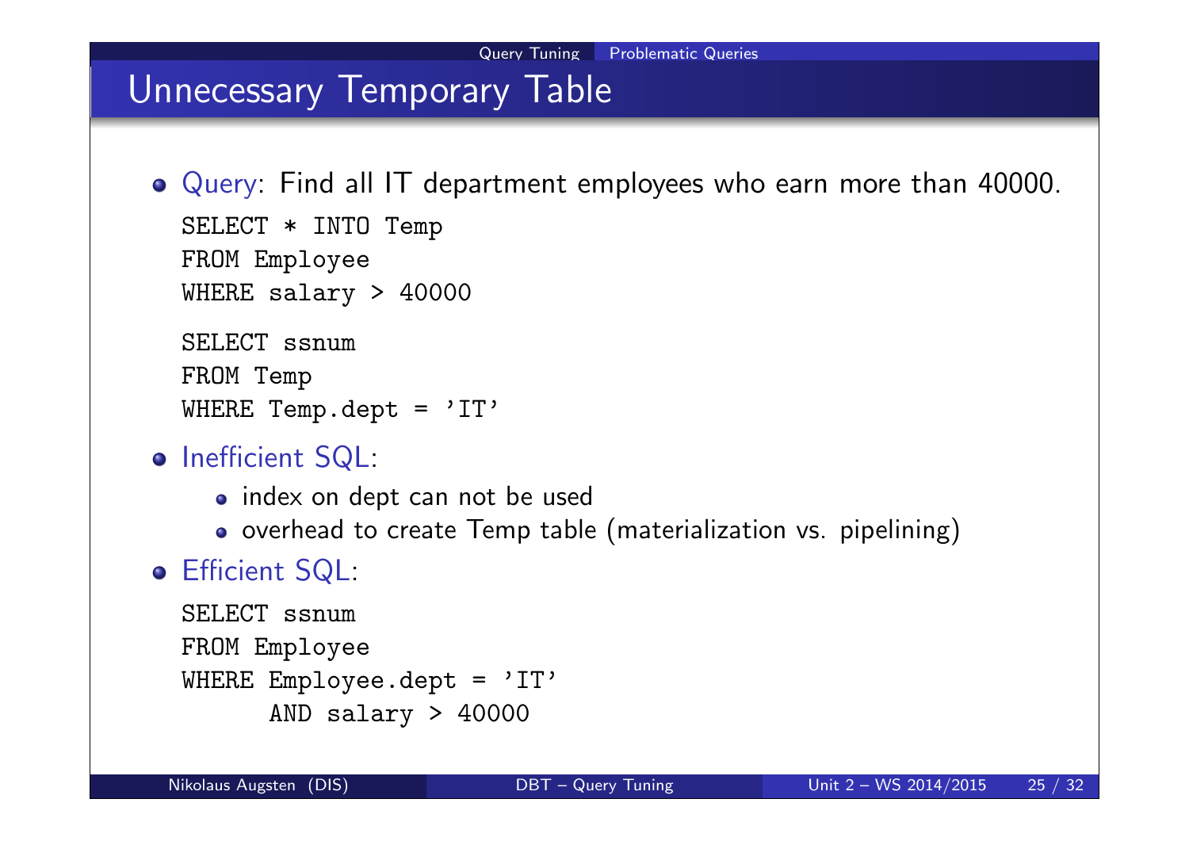# Unnecessary Temporary Table

- Query: Find all IT department employees who earn more than 40000.

```
SELECT * INTO Temp
FROM Employee
WHERE salary > 40000

SELECT ssnum
FROM Temp
WHERE Temp.dept = 'IT'
```

- Inefficient SQL:
  - index on dept can not be used
  - overhead to create Temp table (materialization vs. pipelining)
- Efficient SQL:

```
SELECT ssnum
FROM Employee
WHERE Employee.dept = 'IT'
      AND salary > 40000
```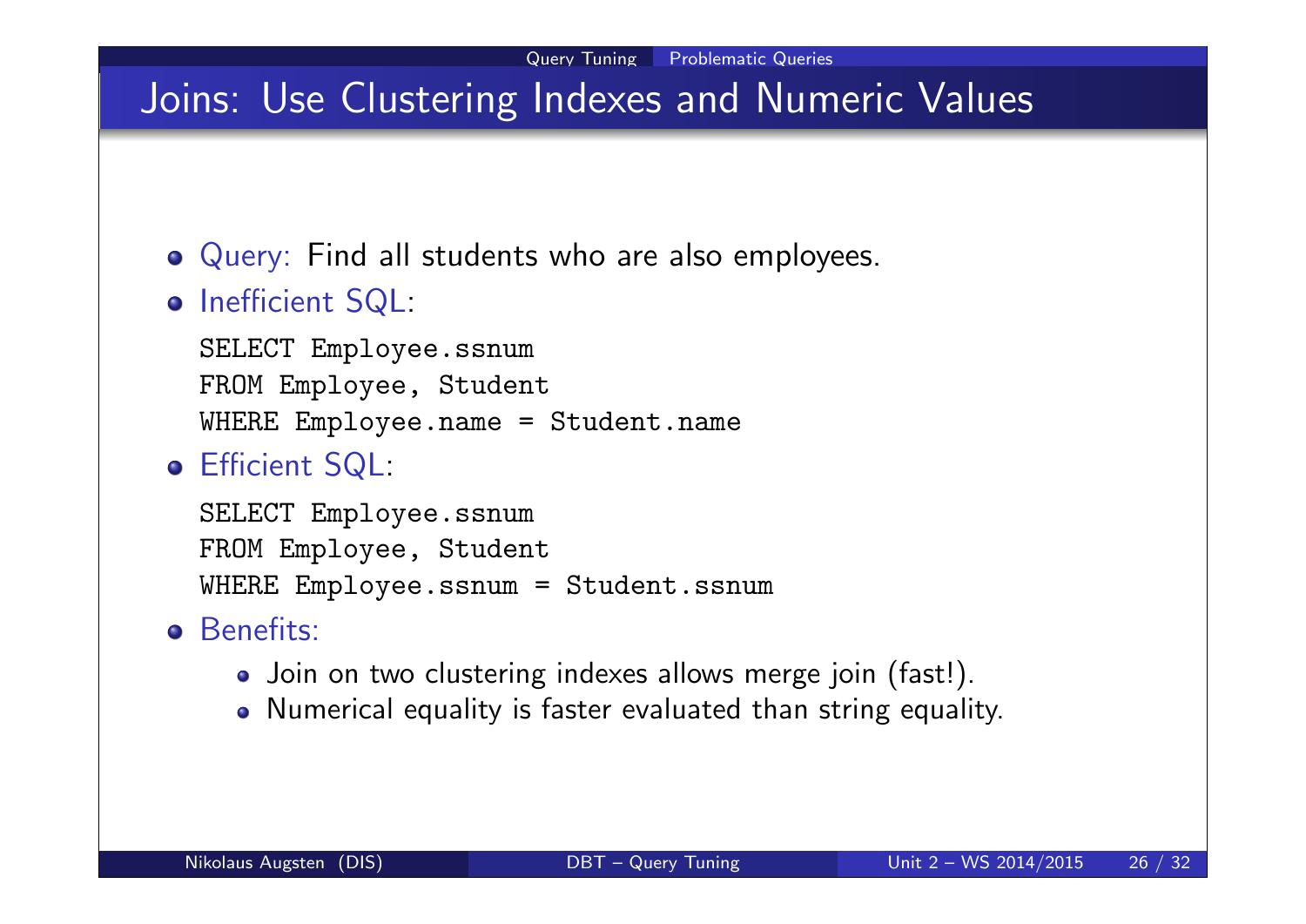# Joins: Use Clustering Indexes and Numeric Values

- Query: Find all students who are also employees.
- Inefficient SQL:

```
SELECT Employee.ssnum
FROM Employee, Student
WHERE Employee.name = Student.name
```

- Efficient SQL:

```
SELECT Employee.ssnum
FROM Employee, Student
WHERE Employee.ssnum = Student.ssnum
```

- Benefits:
  - Join on two clustering indexes allows merge join (fast!).
  - Numerical equality is faster evaluated than string equality.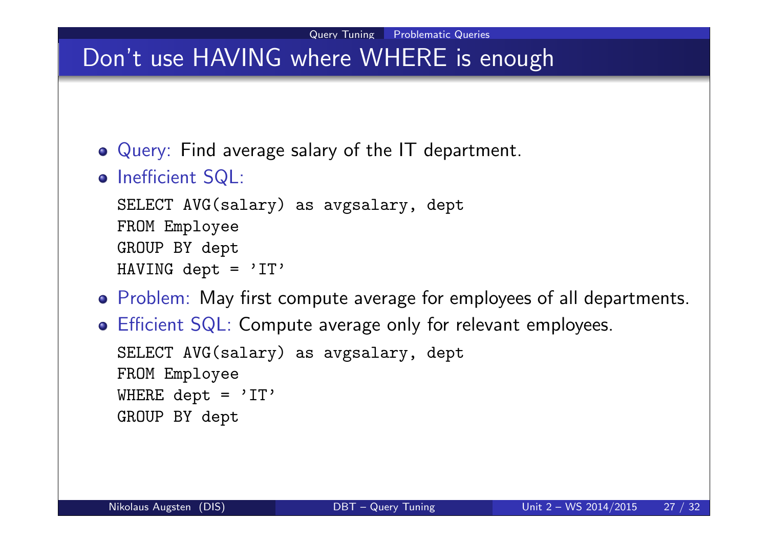# Don't use HAVING where WHERE is enough

- Query: Find average salary of the IT department.
- Inefficient SQL:

```
SELECT AVG(salary) as avgsalary, dept
FROM Employee
GROUP BY dept
HAVING dept = 'IT'
```

- Problem: May first compute average for employees of all departments.
- Efficient SQL: Compute average only for relevant employees.

```
SELECT AVG(salary) as avgsalary, dept
FROM Employee
WHERE dept = 'IT'
GROUP BY dept
```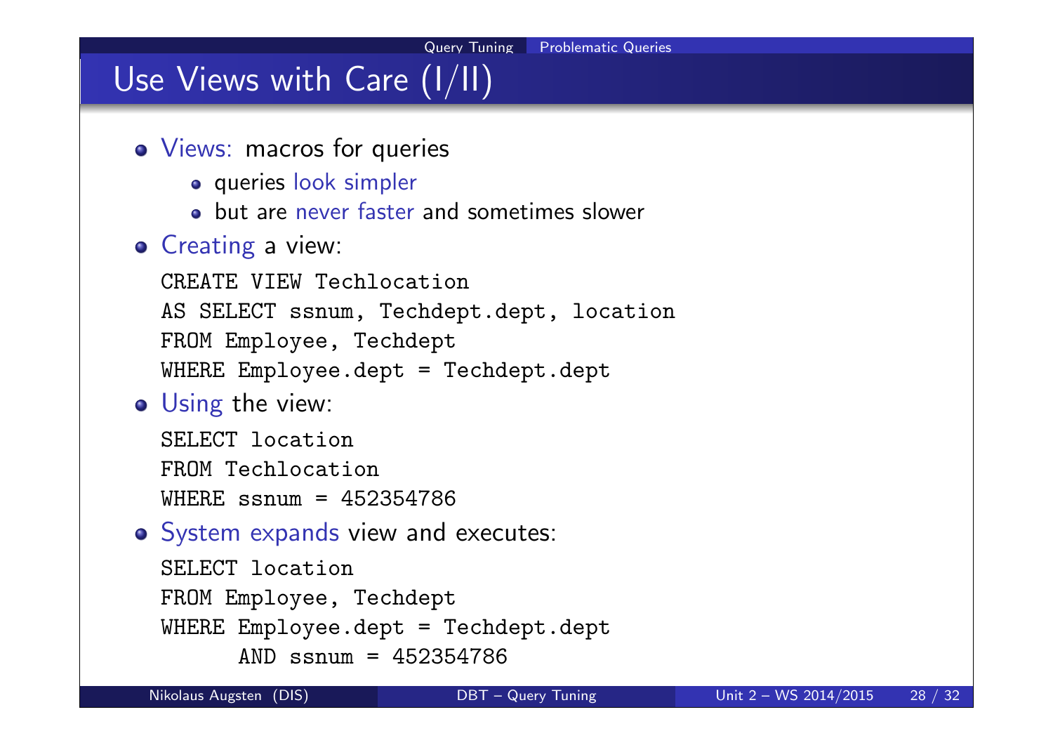# Use Views with Care (I/II)

- Views: macros for queries
  - queries look simpler
  - but are never faster and sometimes slower
- Creating a view:

```
CREATE VIEW Techlocation
AS SELECT ssnum, Techdept.dept, location
FROM Employee, Techdept
WHERE Employee.dept = Techdept.dept
```

- Using the view:

```
SELECT location
FROM Techlocation
WHERE ssnum = 452354786
```

- System expands view and executes:

```
SELECT location
FROM Employee, Techdept
WHERE Employee.dept = Techdept.dept
      AND ssnum = 452354786
```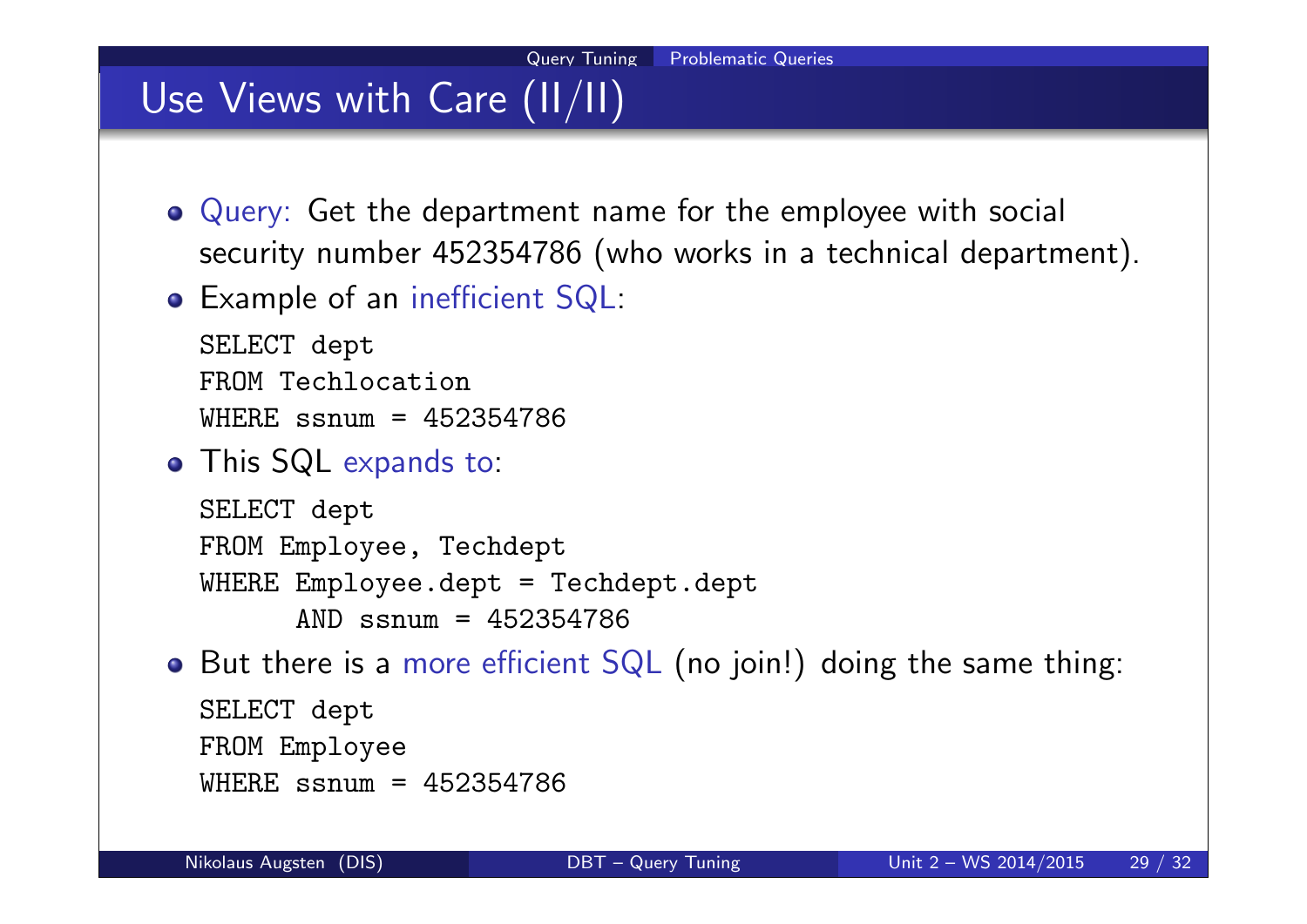## Use Views with Care (II/II)

- Query: Get the department name for the employee with social security number 452354786 (who works in a technical department).
- Example of an inefficient SQL:

```
SELECT dept
FROM Techlocation
WHERE ssnum = 452354786
```

- This SQL expands to:

```
SELECT dept
FROM Employee, Techdept
WHERE Employee.dept = Techdept.dept
      AND ssnum = 452354786
```

- But there is a more efficient SQL (no join!) doing the same thing:

```
SELECT dept
FROM Employee
WHERE ssnum = 452354786
```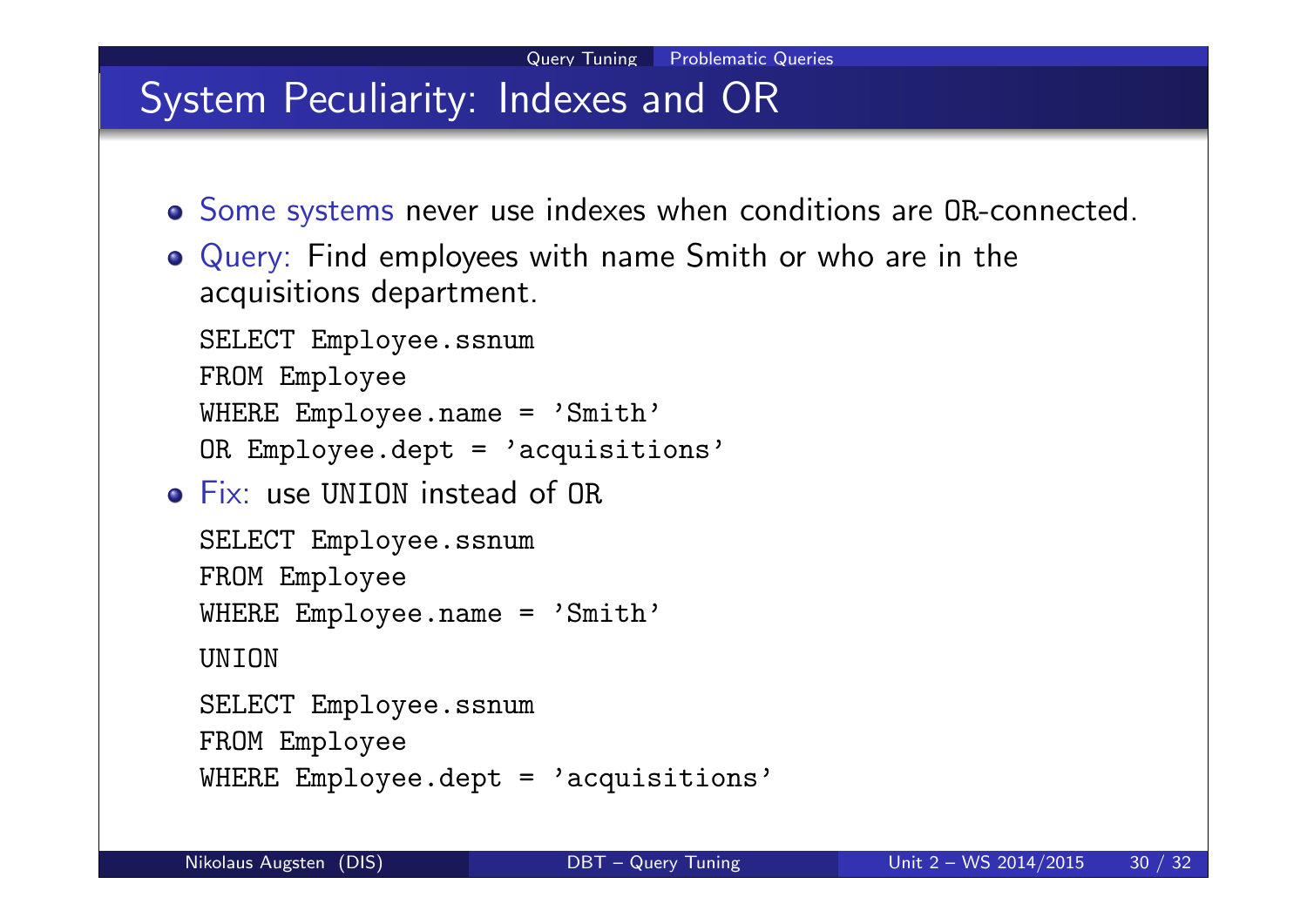# System Peculiarity: Indexes and OR

- Some systems never use indexes when conditions are OR-connected.
- Query: Find employees with name Smith or who are in the acquisitions department.

```
SELECT Employee.ssnum
FROM Employee
WHERE Employee.name = 'Smith'
OR Employee.dept = 'acquisitions'
```

- Fix: use UNION instead of OR

```
SELECT Employee.ssnum
FROM Employee
WHERE Employee.name = 'Smith'
UNION
SELECT Employee.ssnum
FROM Employee
WHERE Employee.dept = 'acquisitions'
```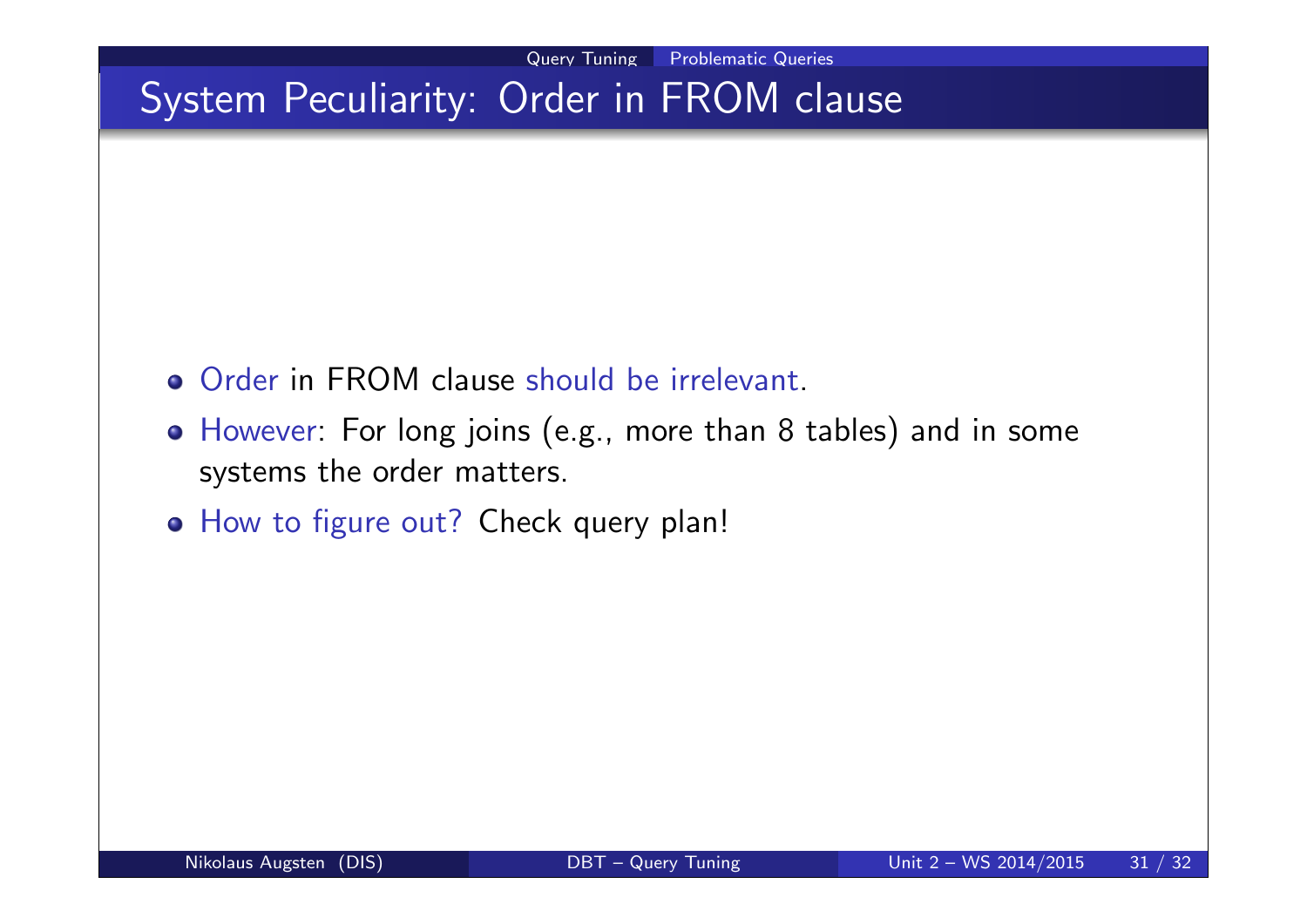# System Peculiarity: Order in FROM clause

- Order in FROM clause should be irrelevant.
- However: For long joins (e.g., more than 8 tables) and in some systems the order matters.
- How to figure out? Check query plan!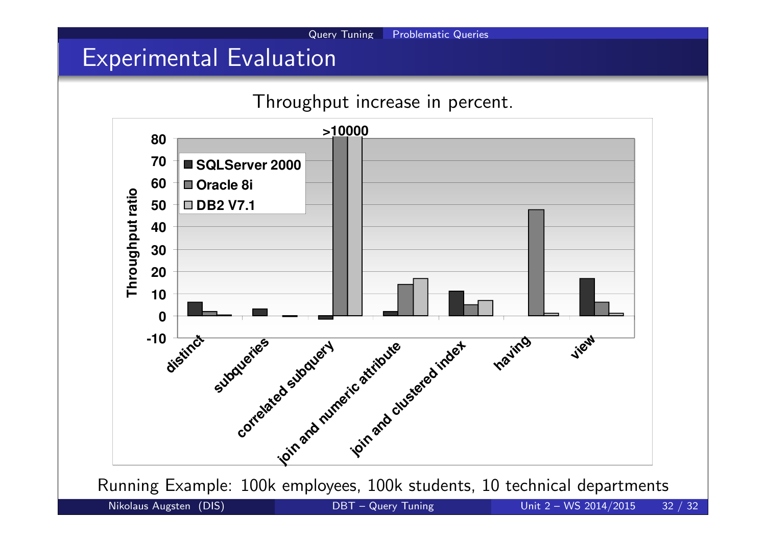# Experimental Evaluation

Throughput increase in percent.

Throughput ratio

80
70
60
50
40
30
20
10
0
-10

>10000

SQLServer 2000
Oracle 8i
DB2 V7.1

distinct
subqueries
correlated subquery
join and numeric attribute
join and clustered index
having
view

Running Example: 100k employees, 100k students, 10 technical departments